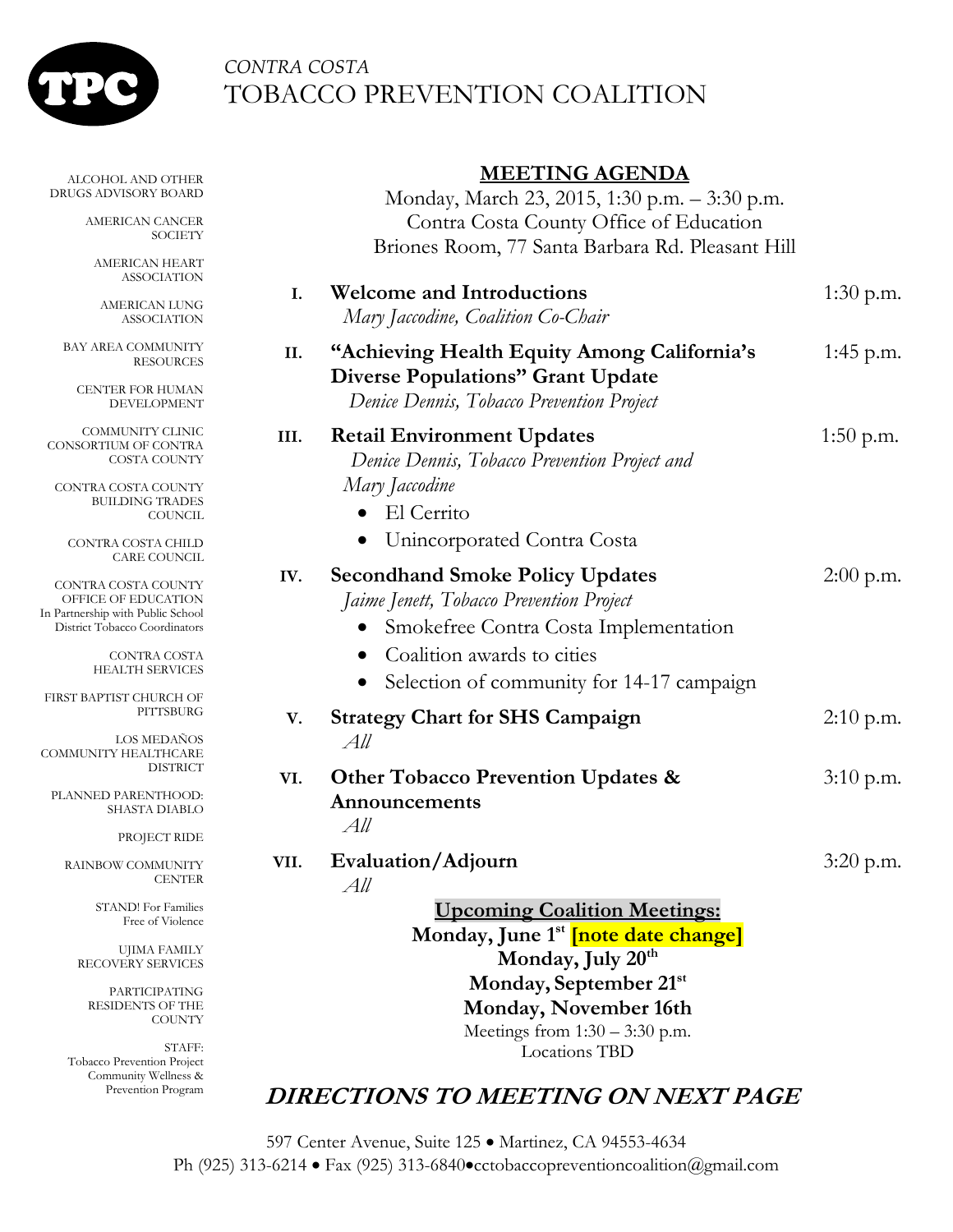# TPC

*CONTRA COSTA*
# TOBACCO PREVENTION COALITION

ALCOHOL AND OTHER DRUGS ADVISORY BOARD

AMERICAN CANCER SOCIETY

AMERICAN HEART ASSOCIATION

AMERICAN LUNG ASSOCIATION

BAY AREA COMMUNITY RESOURCES

CENTER FOR HUMAN DEVELOPMENT

COMMUNITY CLINIC CONSORTIUM OF CONTRA COSTA COUNTY

CONTRA COSTA COUNTY BUILDING TRADES COUNCIL

CONTRA COSTA CHILD CARE COUNCIL

CONTRA COSTA COUNTY OFFICE OF EDUCATION In Partnership with Public School District Tobacco Coordinators

CONTRA COSTA HEALTH SERVICES

FIRST BAPTIST CHURCH OF PITTSBURG

LOS MEDAÑOS COMMUNITY HEALTHCARE DISTRICT

PLANNED PARENTHOOD: SHASTA DIABLO

PROJECT RIDE

RAINBOW COMMUNITY CENTER

STAND! For Families Free of Violence

UJIMA FAMILY RECOVERY SERVICES

PARTICIPATING RESIDENTS OF THE COUNTY

STAFF: Tobacco Prevention Project Community Wellness & Prevention Program

## MEETING AGENDA

Monday, March 23, 2015, 1:30 p.m. – 3:30 p.m.
Contra Costa County Office of Education
Briones Room, 77 Santa Barbara Rd. Pleasant Hill

**I. Welcome and Introductions** — 1:30 p.m.
*Mary Jaccodine, Coalition Co-Chair*

**II. "Achieving Health Equity Among California's Diverse Populations" Grant Update** — 1:45 p.m.
*Denice Dennis, Tobacco Prevention Project*

**III. Retail Environment Updates** — 1:50 p.m.
*Denice Dennis, Tobacco Prevention Project and Mary Jaccodine*
- El Cerrito
- Unincorporated Contra Costa

**IV. Secondhand Smoke Policy Updates** — 2:00 p.m.
*Jaime Jenett, Tobacco Prevention Project*
- Smokefree Contra Costa Implementation
- Coalition awards to cities
- Selection of community for 14-17 campaign

**V. Strategy Chart for SHS Campaign** — 2:10 p.m.
*All*

**VI. Other Tobacco Prevention Updates & Announcements** — 3:10 p.m.
*All*

**VII. Evaluation/Adjourn** — 3:20 p.m.
*All*

**Upcoming Coalition Meetings:**
**Monday, June 1st [note date change]**
**Monday, July 20th**
**Monday, September 21st**
**Monday, November 16th**
Meetings from 1:30 – 3:30 p.m.
Locations TBD

## *DIRECTIONS TO MEETING ON NEXT PAGE*

597 Center Avenue, Suite 125 • Martinez, CA 94553-4634
Ph (925) 313-6214 • Fax (925) 313-6840•cctobaccopreventioncoalition@gmail.com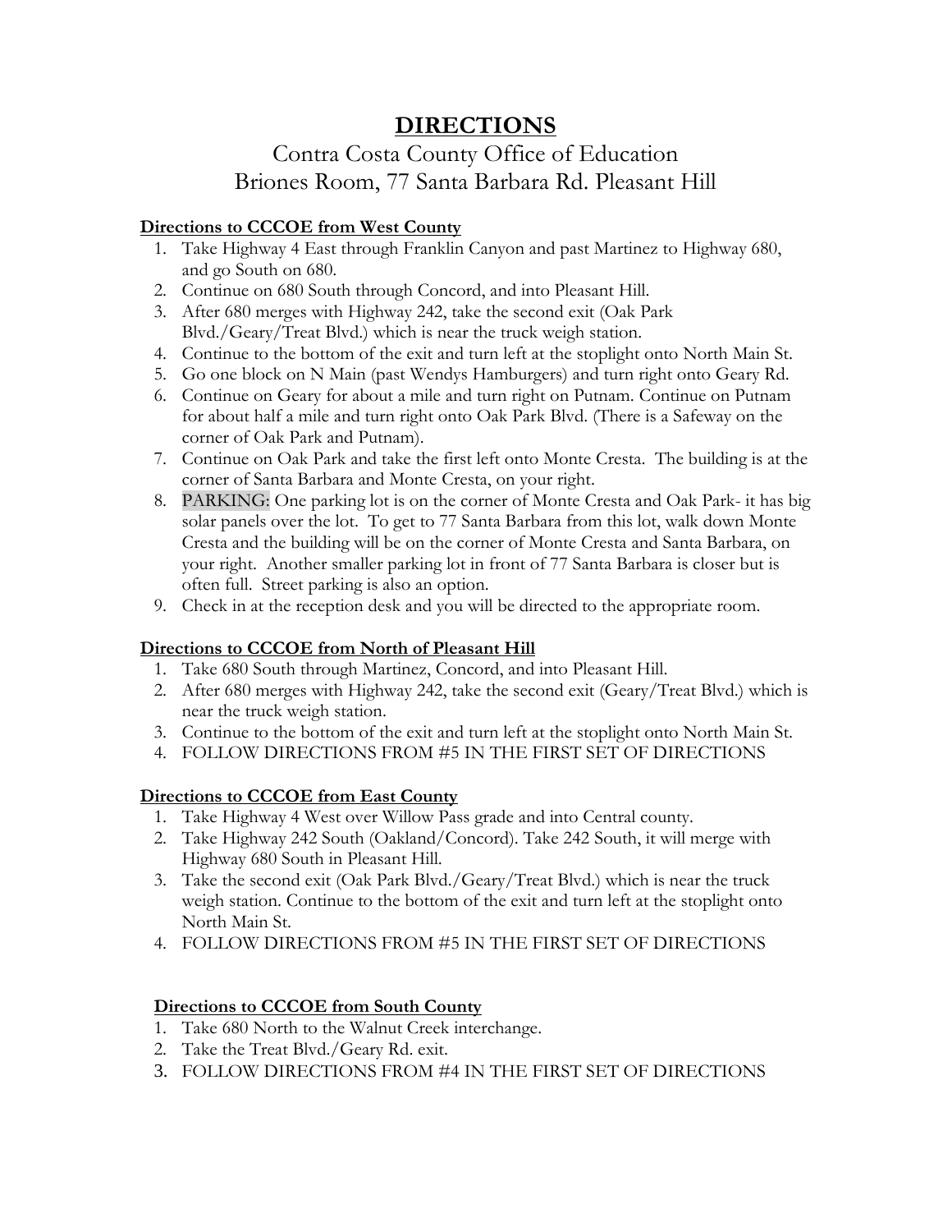# DIRECTIONS

## Contra Costa County Office of Education
## Briones Room, 77 Santa Barbara Rd. Pleasant Hill

**Directions to CCCOE from West County**

1. Take Highway 4 East through Franklin Canyon and past Martinez to Highway 680, and go South on 680.
2. Continue on 680 South through Concord, and into Pleasant Hill.
3. After 680 merges with Highway 242, take the second exit (Oak Park Blvd./Geary/Treat Blvd.) which is near the truck weigh station.
4. Continue to the bottom of the exit and turn left at the stoplight onto North Main St.
5. Go one block on N Main (past Wendys Hamburgers) and turn right onto Geary Rd.
6. Continue on Geary for about a mile and turn right on Putnam. Continue on Putnam for about half a mile and turn right onto Oak Park Blvd. (There is a Safeway on the corner of Oak Park and Putnam).
7. Continue on Oak Park and take the first left onto Monte Cresta. The building is at the corner of Santa Barbara and Monte Cresta, on your right.
8. PARKING: One parking lot is on the corner of Monte Cresta and Oak Park- it has big solar panels over the lot. To get to 77 Santa Barbara from this lot, walk down Monte Cresta and the building will be on the corner of Monte Cresta and Santa Barbara, on your right. Another smaller parking lot in front of 77 Santa Barbara is closer but is often full. Street parking is also an option.
9. Check in at the reception desk and you will be directed to the appropriate room.

**Directions to CCCOE from North of Pleasant Hill**

1. Take 680 South through Martinez, Concord, and into Pleasant Hill.
2. After 680 merges with Highway 242, take the second exit (Geary/Treat Blvd.) which is near the truck weigh station.
3. Continue to the bottom of the exit and turn left at the stoplight onto North Main St.
4. FOLLOW DIRECTIONS FROM #5 IN THE FIRST SET OF DIRECTIONS

**Directions to CCCOE from East County**

1. Take Highway 4 West over Willow Pass grade and into Central county.
2. Take Highway 242 South (Oakland/Concord). Take 242 South, it will merge with Highway 680 South in Pleasant Hill.
3. Take the second exit (Oak Park Blvd./Geary/Treat Blvd.) which is near the truck weigh station. Continue to the bottom of the exit and turn left at the stoplight onto North Main St.
4. FOLLOW DIRECTIONS FROM #5 IN THE FIRST SET OF DIRECTIONS

**Directions to CCCOE from South County**

1. Take 680 North to the Walnut Creek interchange.
2. Take the Treat Blvd./Geary Rd. exit.
3. FOLLOW DIRECTIONS FROM #4 IN THE FIRST SET OF DIRECTIONS